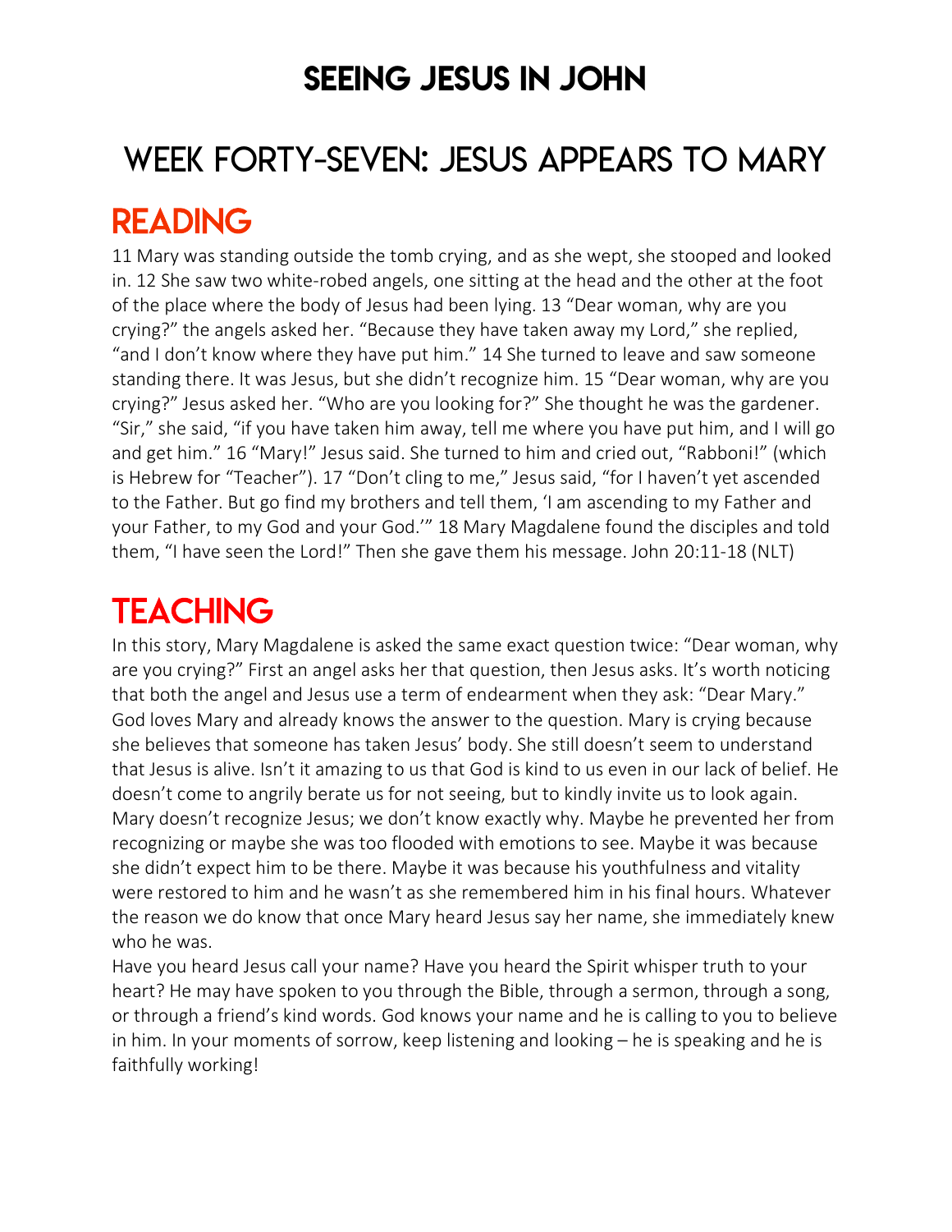# SEEING JESUS IN JOHN

# WEEK FORTY-SEVEN: JESUS APPEARS TO MARY

## READING

11 Mary was standing outside the tomb crying, and as she wept, she stooped and looked in. 12 She saw two white-robed angels, one sitting at the head and the other at the foot of the place where the body of Jesus had been lying. 13 "Dear woman, why are you crying?" the angels asked her. "Because they have taken away my Lord," she replied, "and I don't know where they have put him." 14 She turned to leave and saw someone standing there. It was Jesus, but she didn't recognize him. 15 "Dear woman, why are you crying?" Jesus asked her. "Who are you looking for?" She thought he was the gardener. "Sir," she said, "if you have taken him away, tell me where you have put him, and I will go and get him." 16 "Mary!" Jesus said. She turned to him and cried out, "Rabboni!" (which is Hebrew for "Teacher"). 17 "Don't cling to me," Jesus said, "for I haven't yet ascended to the Father. But go find my brothers and tell them, 'I am ascending to my Father and your Father, to my God and your God.'" 18 Mary Magdalene found the disciples and told them, "I have seen the Lord!" Then she gave them his message. John 20:11-18 (NLT)

## TEACHING

In this story, Mary Magdalene is asked the same exact question twice: "Dear woman, why are you crying?" First an angel asks her that question, then Jesus asks. It's worth noticing that both the angel and Jesus use a term of endearment when they ask: "Dear Mary." God loves Mary and already knows the answer to the question. Mary is crying because she believes that someone has taken Jesus' body. She still doesn't seem to understand that Jesus is alive. Isn't it amazing to us that God is kind to us even in our lack of belief. He doesn't come to angrily berate us for not seeing, but to kindly invite us to look again. Mary doesn't recognize Jesus; we don't know exactly why. Maybe he prevented her from recognizing or maybe she was too flooded with emotions to see. Maybe it was because she didn't expect him to be there. Maybe it was because his youthfulness and vitality were restored to him and he wasn't as she remembered him in his final hours. Whatever the reason we do know that once Mary heard Jesus say her name, she immediately knew who he was.

Have you heard Jesus call your name? Have you heard the Spirit whisper truth to your heart? He may have spoken to you through the Bible, through a sermon, through a song, or through a friend's kind words. God knows your name and he is calling to you to believe in him. In your moments of sorrow, keep listening and looking – he is speaking and he is faithfully working!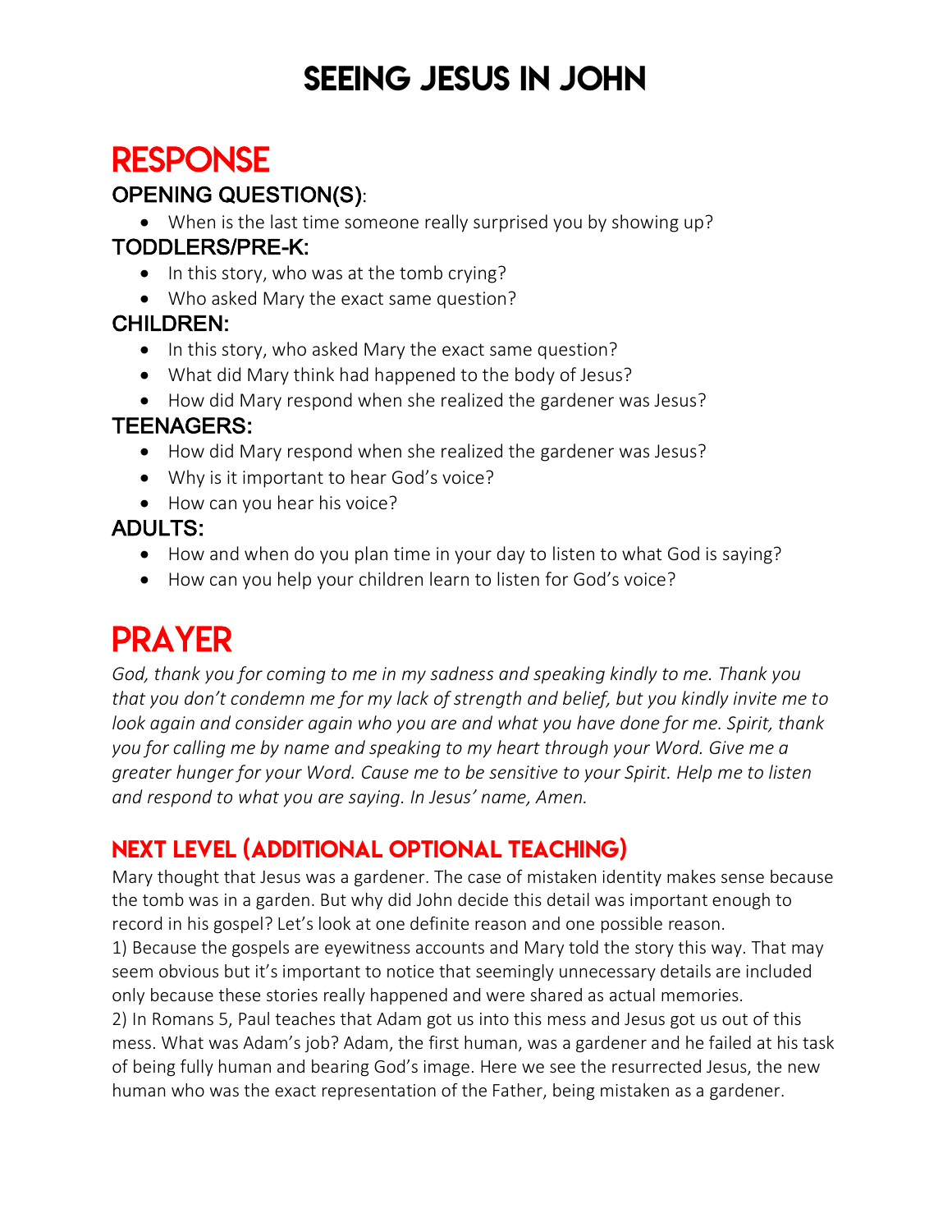# SEEING JESUS IN JOHN

## RESPONSE

### OPENING QUESTION(S):

- When is the last time someone really surprised you by showing up?

### TODDLERS/PRE-K:

- In this story, who was at the tomb crying?
- Who asked Mary the exact same question?

### CHILDREN:

- In this story, who asked Mary the exact same question?
- What did Mary think had happened to the body of Jesus?
- How did Mary respond when she realized the gardener was Jesus?

### TEENAGERS:

- How did Mary respond when she realized the gardener was Jesus?
- Why is it important to hear God's voice?
- How can you hear his voice?

### ADULTS:

- How and when do you plan time in your day to listen to what God is saying?
- How can you help your children learn to listen for God's voice?

## PRAYER

*God, thank you for coming to me in my sadness and speaking kindly to me. Thank you that you don't condemn me for my lack of strength and belief, but you kindly invite me to look again and consider again who you are and what you have done for me. Spirit, thank you for calling me by name and speaking to my heart through your Word. Give me a greater hunger for your Word. Cause me to be sensitive to your Spirit. Help me to listen and respond to what you are saying. In Jesus' name, Amen.*

### NEXT LEVEL (ADDITIONAL OPTIONAL TEACHING)

Mary thought that Jesus was a gardener. The case of mistaken identity makes sense because the tomb was in a garden. But why did John decide this detail was important enough to record in his gospel? Let's look at one definite reason and one possible reason.

1) Because the gospels are eyewitness accounts and Mary told the story this way. That may seem obvious but it's important to notice that seemingly unnecessary details are included only because these stories really happened and were shared as actual memories.

2) In Romans 5, Paul teaches that Adam got us into this mess and Jesus got us out of this mess. What was Adam's job? Adam, the first human, was a gardener and he failed at his task of being fully human and bearing God's image. Here we see the resurrected Jesus, the new human who was the exact representation of the Father, being mistaken as a gardener.